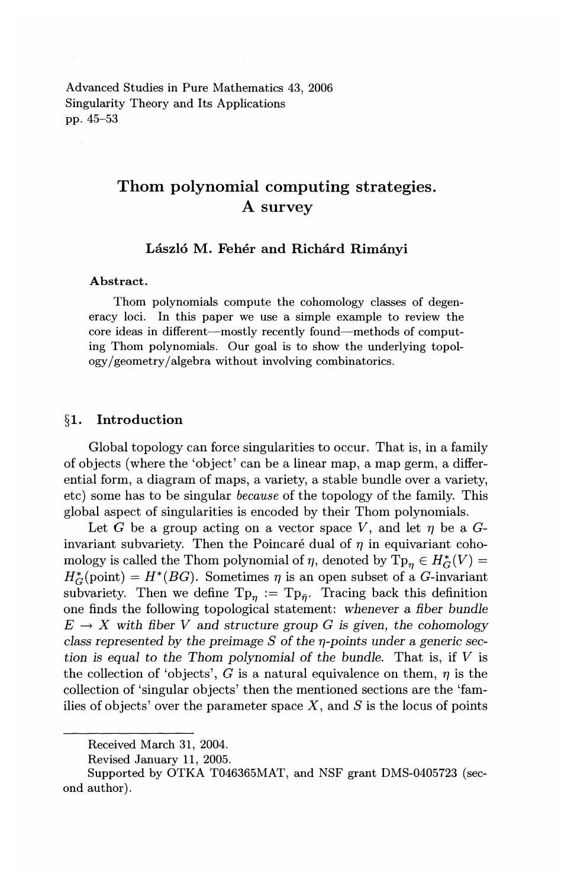Advanced Studies in Pure Mathematics 43, 2006
Singularity Theory and Its Applications
pp. 45–53

# Thom polynomial computing strategies. A survey

**László M. Fehér and Richárd Rimányi**

**Abstract.**

Thom polynomials compute the cohomology classes of degeneracy loci. In this paper we use a simple example to review the core ideas in different—mostly recently found—methods of computing Thom polynomials. Our goal is to show the underlying topology/geometry/algebra without involving combinatorics.

## §1. Introduction

Global topology can force singularities to occur. That is, in a family of objects (where the 'object' can be a linear map, a map germ, a differential form, a diagram of maps, a variety, a stable bundle over a variety, etc) some has to be singular *because* of the topology of the family. This global aspect of singularities is encoded by their Thom polynomials.

Let $G$ be a group acting on a vector space $V$, and let $\eta$ be a $G$-invariant subvariety. Then the Poincaré dual of $\eta$ in equivariant cohomology is called the Thom polynomial of $\eta$, denoted by $\mathrm{Tp}_\eta \in H^*_G(V) = H^*_G(\text{point}) = H^*(BG)$. Sometimes $\eta$ is an open subset of a $G$-invariant subvariety. Then we define $\mathrm{Tp}_\eta := \mathrm{Tp}_{\bar{\eta}}$. Tracing back this definition one finds the following topological statement: *whenever a fiber bundle $E \to X$ with fiber $V$ and structure group $G$ is given, the cohomology class represented by the preimage $S$ of the $\eta$-points under a generic section is equal to the Thom polynomial of the bundle.* That is, if $V$ is the collection of 'objects', $G$ is a natural equivalence on them, $\eta$ is the collection of 'singular objects' then the mentioned sections are the 'families of objects' over the parameter space $X$, and $S$ is the locus of points

Received March 31, 2004.

Revised January 11, 2005.

Supported by OTKA T046365MAT, and NSF grant DMS-0405723 (second author).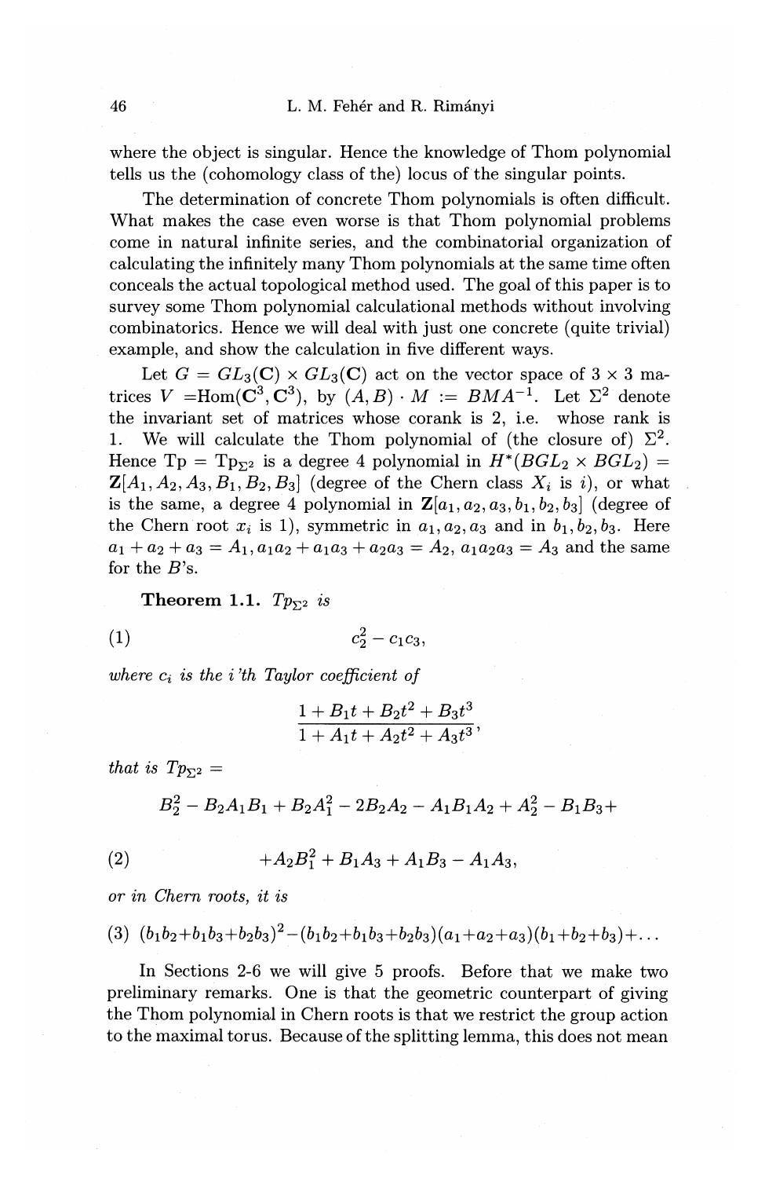where the object is singular. Hence the knowledge of Thom polynomial tells us the (cohomology class of the) locus of the singular points.

The determination of concrete Thom polynomials is often difficult. What makes the case even worse is that Thom polynomial problems come in natural infinite series, and the combinatorial organization of calculating the infinitely many Thom polynomials at the same time often conceals the actual topological method used. The goal of this paper is to survey some Thom polynomial calculational methods without involving combinatorics. Hence we will deal with just one concrete (quite trivial) example, and show the calculation in five different ways.

Let $G = GL_3(\mathbf{C}) \times GL_3(\mathbf{C})$ act on the vector space of $3 \times 3$ matrices $V = \mathrm{Hom}(\mathbf{C}^3, \mathbf{C}^3)$, by $(A, B) \cdot M := BMA^{-1}$. Let $\Sigma^2$ denote the invariant set of matrices whose corank is 2, i.e. whose rank is 1. We will calculate the Thom polynomial of (the closure of) $\Sigma^2$. Hence $\mathrm{Tp} = \mathrm{Tp}_{\Sigma^2}$ is a degree 4 polynomial in $H^*(BGL_2 \times BGL_2) = \mathbf{Z}[A_1, A_2, A_3, B_1, B_2, B_3]$ (degree of the Chern class $X_i$ is $i$), or what is the same, a degree 4 polynomial in $\mathbf{Z}[a_1, a_2, a_3, b_1, b_2, b_3]$ (degree of the Chern root $x_i$ is 1), symmetric in $a_1, a_2, a_3$ and in $b_1, b_2, b_3$. Here $a_1 + a_2 + a_3 = A_1, a_1a_2 + a_1a_3 + a_2a_3 = A_2, a_1a_2a_3 = A_3$ and the same for the $B$'s.

**Theorem 1.1.** *$Tp_{\Sigma^2}$ is*

$$c_2^2 - c_1c_3, \tag{1}$$

*where $c_i$ is the i'th Taylor coefficient of*

$$\frac{1 + B_1t + B_2t^2 + B_3t^3}{1 + A_1t + A_2t^2 + A_3t^3},$$

*that is $Tp_{\Sigma^2} =$*

$$B_2^2 - B_2A_1B_1 + B_2A_1^2 - 2B_2A_2 - A_1B_1A_2 + A_2^2 - B_1B_3+$$

$$+A_2B_1^2 + B_1A_3 + A_1B_3 - A_1A_3, \tag{2}$$

*or in Chern roots, it is*

$$(b_1b_2+b_1b_3+b_2b_3)^2-(b_1b_2+b_1b_3+b_2b_3)(a_1+a_2+a_3)(b_1+b_2+b_3)+\ldots \tag{3}$$

In Sections 2-6 we will give 5 proofs. Before that we make two preliminary remarks. One is that the geometric counterpart of giving the Thom polynomial in Chern roots is that we restrict the group action to the maximal torus. Because of the splitting lemma, this does not mean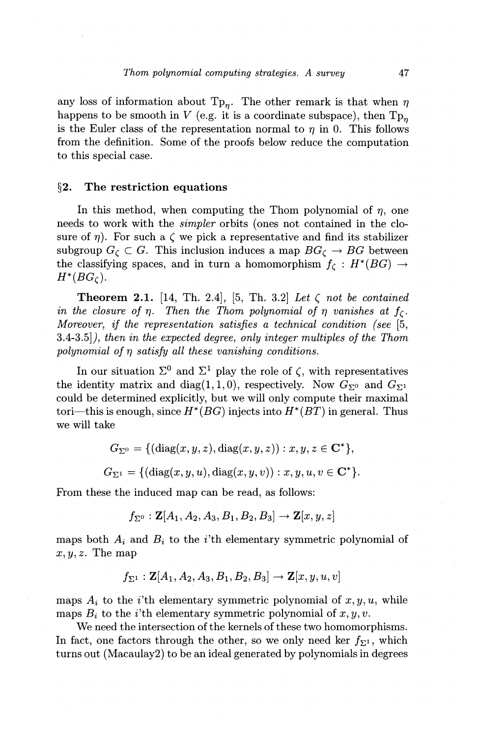any loss of information about $\mathrm{Tp}_\eta$. The other remark is that when $\eta$ happens to be smooth in $V$ (e.g. it is a coordinate subspace), then $\mathrm{Tp}_\eta$ is the Euler class of the representation normal to $\eta$ in 0. This follows from the definition. Some of the proofs below reduce the computation to this special case.

## §2. The restriction equations

In this method, when computing the Thom polynomial of $\eta$, one needs to work with the *simpler* orbits (ones not contained in the closure of $\eta$). For such a $\zeta$ we pick a representative and find its stabilizer subgroup $G_\zeta \subset G$. This inclusion induces a map $BG_\zeta \to BG$ between the classifying spaces, and in turn a homomorphism $f_\zeta : H^*(BG) \to H^*(BG_\zeta)$.

**Theorem 2.1.** [14, Th. 2.4], [5, Th. 3.2] *Let $\zeta$ not be contained in the closure of $\eta$. Then the Thom polynomial of $\eta$ vanishes at $f_\zeta$. Moreover, if the representation satisfies a technical condition (see [5, 3.4-3.5]), then in the expected degree, only integer multiples of the Thom polynomial of $\eta$ satisfy all these vanishing conditions.*

In our situation $\Sigma^0$ and $\Sigma^1$ play the role of $\zeta$, with representatives the identity matrix and $\mathrm{diag}(1,1,0)$, respectively. Now $G_{\Sigma^0}$ and $G_{\Sigma^1}$ could be determined explicitly, but we will only compute their maximal tori—this is enough, since $H^*(BG)$ injects into $H^*(BT)$ in general. Thus we will take

$$G_{\Sigma^0} = \{(\mathrm{diag}(x,y,z), \mathrm{diag}(x,y,z)) : x,y,z \in \mathbf{C}^*\},$$

$$G_{\Sigma^1} = \{(\mathrm{diag}(x,y,u), \mathrm{diag}(x,y,v)) : x,y,u,v \in \mathbf{C}^*\}.$$

From these the induced map can be read, as follows:

$$f_{\Sigma^0} : \mathbf{Z}[A_1,A_2,A_3,B_1,B_2,B_3] \to \mathbf{Z}[x,y,z]$$

maps both $A_i$ and $B_i$ to the $i$'th elementary symmetric polynomial of $x,y,z$. The map

$$f_{\Sigma^1} : \mathbf{Z}[A_1,A_2,A_3,B_1,B_2,B_3] \to \mathbf{Z}[x,y,u,v]$$

maps $A_i$ to the $i$'th elementary symmetric polynomial of $x,y,u$, while maps $B_i$ to the $i$'th elementary symmetric polynomial of $x,y,v$.

We need the intersection of the kernels of these two homomorphisms. In fact, one factors through the other, so we only need $\ker f_{\Sigma^1}$, which turns out (Macaulay2) to be an ideal generated by polynomials in degrees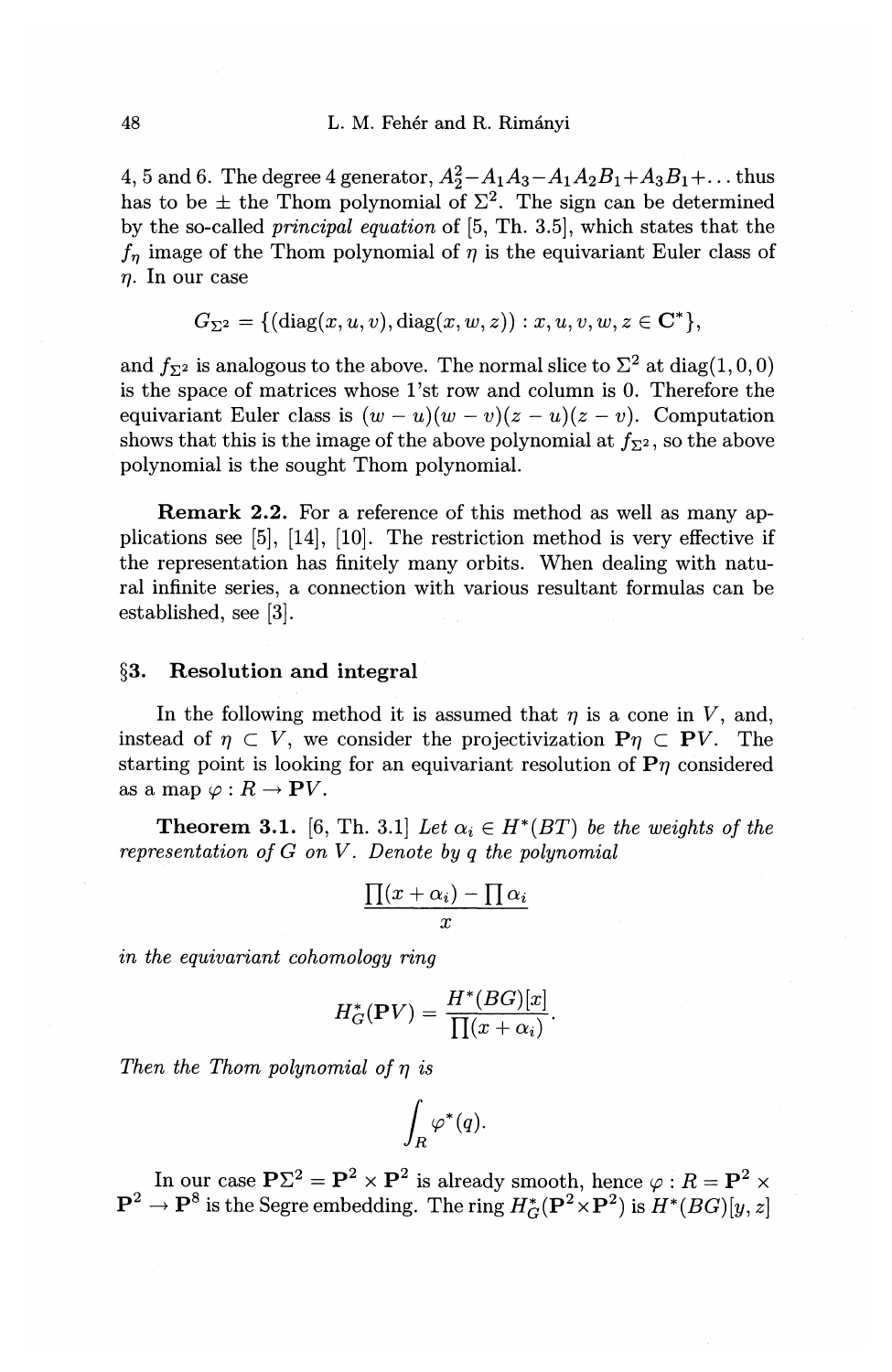4, 5 and 6. The degree 4 generator, $A_2^2 - A_1A_3 - A_1A_2B_1 + A_3B_1 + \ldots$ thus has to be $\pm$ the Thom polynomial of $\Sigma^2$. The sign can be determined by the so-called *principal equation* of [5, Th. 3.5], which states that the $f_\eta$ image of the Thom polynomial of $\eta$ is the equivariant Euler class of $\eta$. In our case

$$G_{\Sigma^2} = \{(\mathrm{diag}(x, u, v), \mathrm{diag}(x, w, z)) : x, u, v, w, z \in \mathbf{C}^*\},$$

and $f_{\Sigma^2}$ is analogous to the above. The normal slice to $\Sigma^2$ at $\mathrm{diag}(1, 0, 0)$ is the space of matrices whose 1'st row and column is 0. Therefore the equivariant Euler class is $(w - u)(w - v)(z - u)(z - v)$. Computation shows that this is the image of the above polynomial at $f_{\Sigma^2}$, so the above polynomial is the sought Thom polynomial.

**Remark 2.2.** For a reference of this method as well as many applications see [5], [14], [10]. The restriction method is very effective if the representation has finitely many orbits. When dealing with natural infinite series, a connection with various resultant formulas can be established, see [3].

## §3. Resolution and integral

In the following method it is assumed that $\eta$ is a cone in $V$, and, instead of $\eta \subset V$, we consider the projectivization $\mathbf{P}\eta \subset \mathbf{P}V$. The starting point is looking for an equivariant resolution of $\mathbf{P}\eta$ considered as a map $\varphi : R \to \mathbf{P}V$.

**Theorem 3.1.** [6, Th. 3.1] *Let $\alpha_i \in H^*(BT)$ be the weights of the representation of $G$ on $V$. Denote by $q$ the polynomial*

$$\frac{\prod(x + \alpha_i) - \prod \alpha_i}{x}$$

*in the equivariant cohomology ring*

$$H_G^*(\mathbf{P}V) = \frac{H^*(BG)[x]}{\prod(x + \alpha_i)}.$$

*Then the Thom polynomial of $\eta$ is*

$$\int_R \varphi^*(q).$$

In our case $\mathbf{P}\Sigma^2 = \mathbf{P}^2 \times \mathbf{P}^2$ is already smooth, hence $\varphi : R = \mathbf{P}^2 \times \mathbf{P}^2 \to \mathbf{P}^8$ is the Segre embedding. The ring $H_G^*(\mathbf{P}^2 \times \mathbf{P}^2)$ is $H^*(BG)[y, z]$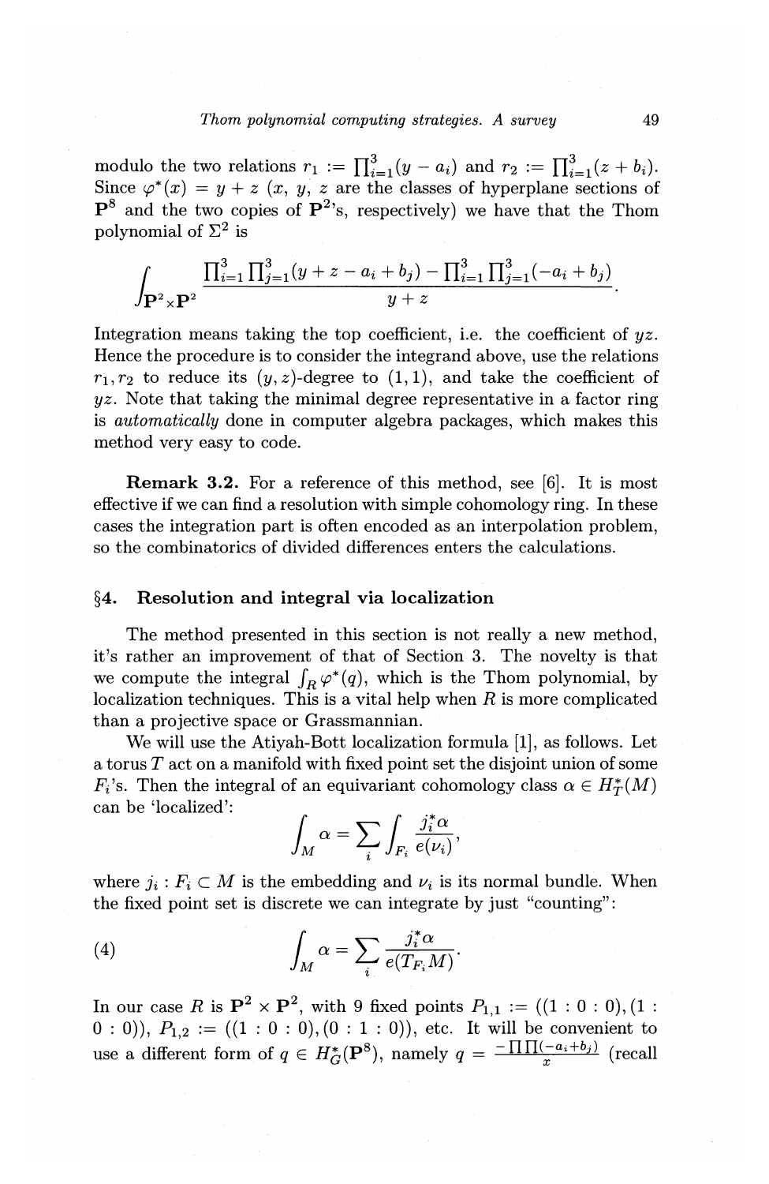modulo the two relations $r_1 := \prod_{i=1}^3 (y - a_i)$ and $r_2 := \prod_{i=1}^3 (z + b_i)$. Since $\varphi^*(x) = y + z$ ($x$, $y$, $z$ are the classes of hyperplane sections of $\mathbf{P}^8$ and the two copies of $\mathbf{P}^2$'s, respectively) we have that the Thom polynomial of $\Sigma^2$ is

$$\int_{\mathbf{P}^2 \times \mathbf{P}^2} \frac{\prod_{i=1}^3 \prod_{j=1}^3 (y + z - a_i + b_j) - \prod_{i=1}^3 \prod_{j=1}^3 (-a_i + b_j)}{y + z}.$$

Integration means taking the top coefficient, i.e. the coefficient of $yz$. Hence the procedure is to consider the integrand above, use the relations $r_1, r_2$ to reduce its $(y, z)$-degree to $(1, 1)$, and take the coefficient of $yz$. Note that taking the minimal degree representative in a factor ring is *automatically* done in computer algebra packages, which makes this method very easy to code.

**Remark 3.2.** For a reference of this method, see [6]. It is most effective if we can find a resolution with simple cohomology ring. In these cases the integration part is often encoded as an interpolation problem, so the combinatorics of divided differences enters the calculations.

## §4. Resolution and integral via localization

The method presented in this section is not really a new method, it's rather an improvement of that of Section 3. The novelty is that we compute the integral $\int_R \varphi^*(q)$, which is the Thom polynomial, by localization techniques. This is a vital help when $R$ is more complicated than a projective space or Grassmannian.

We will use the Atiyah-Bott localization formula [1], as follows. Let a torus $T$ act on a manifold with fixed point set the disjoint union of some $F_i$'s. Then the integral of an equivariant cohomology class $\alpha \in H_T^*(M)$ can be 'localized':

$$\int_M \alpha = \sum_i \int_{F_i} \frac{j_i^* \alpha}{e(\nu_i)},$$

where $j_i : F_i \subset M$ is the embedding and $\nu_i$ is its normal bundle. When the fixed point set is discrete we can integrate by just "counting":

$$\int_M \alpha = \sum_i \frac{j_i^* \alpha}{e(T_{F_i} M)}. \tag{4}$$

In our case $R$ is $\mathbf{P}^2 \times \mathbf{P}^2$, with 9 fixed points $P_{1,1} := ((1:0:0),(1:0:0))$, $P_{1,2} := ((1:0:0),(0:1:0))$, etc. It will be convenient to use a different form of $q \in H_G^*(\mathbf{P}^8)$, namely $q = \frac{-\prod\prod(-a_i+b_j)}{x}$ (recall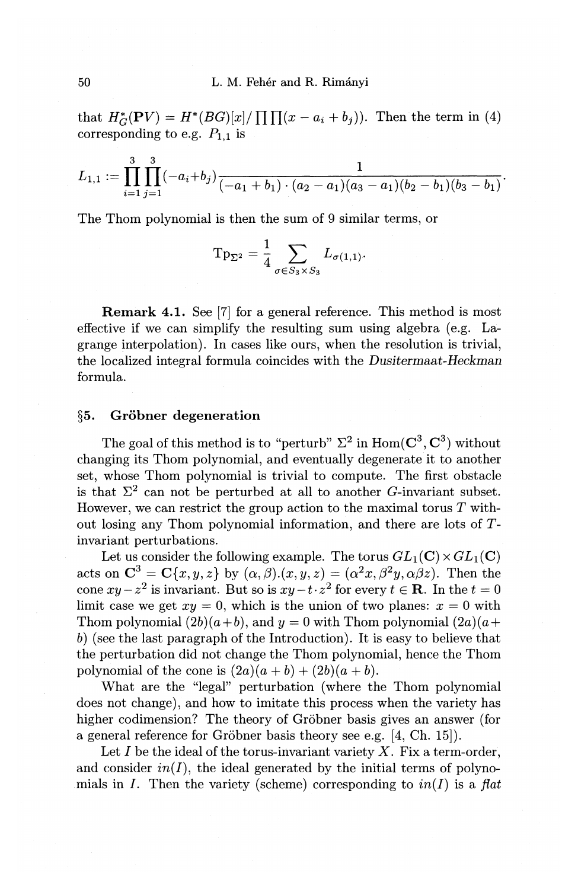that $H^*_G(\mathbf{P}V) = H^*(BG)[x]/\prod\prod(x - a_i + b_j))$. Then the term in (4) corresponding to e.g. $P_{1,1}$ is

$$L_{1,1} := \prod_{i=1}^{3}\prod_{j=1}^{3}(-a_i+b_j)\frac{1}{(-a_1+b_1)\cdot(a_2-a_1)(a_3-a_1)(b_2-b_1)(b_3-b_1)}.$$

The Thom polynomial is then the sum of 9 similar terms, or

$$\mathrm{Tp}_{\Sigma^2} = \frac{1}{4}\sum_{\sigma\in S_3\times S_3} L_{\sigma(1,1)}.$$

**Remark 4.1.** See [7] for a general reference. This method is most effective if we can simplify the resulting sum using algebra (e.g. Lagrange interpolation). In cases like ours, when the resolution is trivial, the localized integral formula coincides with the *Dusitermaat-Heckman* formula.

## §5. Gröbner degeneration

The goal of this method is to "perturb" $\Sigma^2$ in $\mathrm{Hom}(\mathbf{C}^3,\mathbf{C}^3)$ without changing its Thom polynomial, and eventually degenerate it to another set, whose Thom polynomial is trivial to compute. The first obstacle is that $\Sigma^2$ can not be perturbed at all to another $G$-invariant subset. However, we can restrict the group action to the maximal torus $T$ without losing any Thom polynomial information, and there are lots of $T$-invariant perturbations.

Let us consider the following example. The torus $GL_1(\mathbf{C})\times GL_1(\mathbf{C})$ acts on $\mathbf{C}^3 = \mathbf{C}\{x,y,z\}$ by $(\alpha,\beta).(x,y,z) = (\alpha^2 x, \beta^2 y, \alpha\beta z)$. Then the cone $xy - z^2$ is invariant. But so is $xy - t\cdot z^2$ for every $t\in\mathbf{R}$. In the $t=0$ limit case we get $xy=0$, which is the union of two planes: $x=0$ with Thom polynomial $(2b)(a+b)$, and $y=0$ with Thom polynomial $(2a)(a+b)$ (see the last paragraph of the Introduction). It is easy to believe that the perturbation did not change the Thom polynomial, hence the Thom polynomial of the cone is $(2a)(a+b)+(2b)(a+b)$.

What are the "legal" perturbation (where the Thom polynomial does not change), and how to imitate this process when the variety has higher codimension? The theory of Gröbner basis gives an answer (for a general reference for Gröbner basis theory see e.g. [4, Ch. 15]).

Let $I$ be the ideal of the torus-invariant variety $X$. Fix a term-order, and consider $in(I)$, the ideal generated by the initial terms of polynomials in $I$. Then the variety (scheme) corresponding to $in(I)$ is a *flat*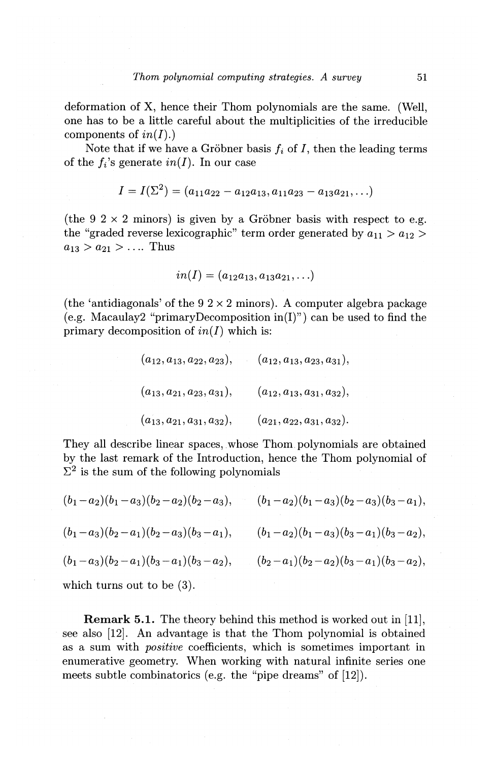deformation of X, hence their Thom polynomials are the same. (Well, one has to be a little careful about the multiplicities of the irreducible components of $in(I)$.)

Note that if we have a Gröbner basis $f_i$ of $I$, then the leading terms of the $f_i$'s generate $in(I)$. In our case

$$I = I(\Sigma^2) = (a_{11}a_{22} - a_{12}a_{13}, a_{11}a_{23} - a_{13}a_{21}, \ldots)$$

(the 9 $2 \times 2$ minors) is given by a Gröbner basis with respect to e.g. the "graded reverse lexicographic" term order generated by $a_{11} > a_{12} > a_{13} > a_{21} > \ldots$. Thus

$$in(I) = (a_{12}a_{13}, a_{13}a_{21}, \ldots)$$

(the 'antidiagonals' of the 9 $2 \times 2$ minors). A computer algebra package (e.g. Macaulay2 "primaryDecomposition in(I)") can be used to find the primary decomposition of $in(I)$ which is:

$$(a_{12}, a_{13}, a_{22}, a_{23}), \qquad (a_{12}, a_{13}, a_{23}, a_{31}),$$

$$(a_{13}, a_{21}, a_{23}, a_{31}), \qquad (a_{12}, a_{13}, a_{31}, a_{32}),$$

$$(a_{13}, a_{21}, a_{31}, a_{32}), \qquad (a_{21}, a_{22}, a_{31}, a_{32}).$$

They all describe linear spaces, whose Thom polynomials are obtained by the last remark of the Introduction, hence the Thom polynomial of $\Sigma^2$ is the sum of the following polynomials

$$(b_1-a_2)(b_1-a_3)(b_2-a_2)(b_2-a_3), \qquad (b_1-a_2)(b_1-a_3)(b_2-a_3)(b_3-a_1),$$

$$(b_1-a_3)(b_2-a_1)(b_2-a_3)(b_3-a_1), \qquad (b_1-a_2)(b_1-a_3)(b_3-a_1)(b_3-a_2),$$

$$(b_1-a_3)(b_2-a_1)(b_3-a_1)(b_3-a_2), \qquad (b_2-a_1)(b_2-a_2)(b_3-a_1)(b_3-a_2),$$

which turns out to be (3).

**Remark 5.1.** The theory behind this method is worked out in [11], see also [12]. An advantage is that the Thom polynomial is obtained as a sum with *positive* coefficients, which is sometimes important in enumerative geometry. When working with natural infinite series one meets subtle combinatorics (e.g. the "pipe dreams" of [12]).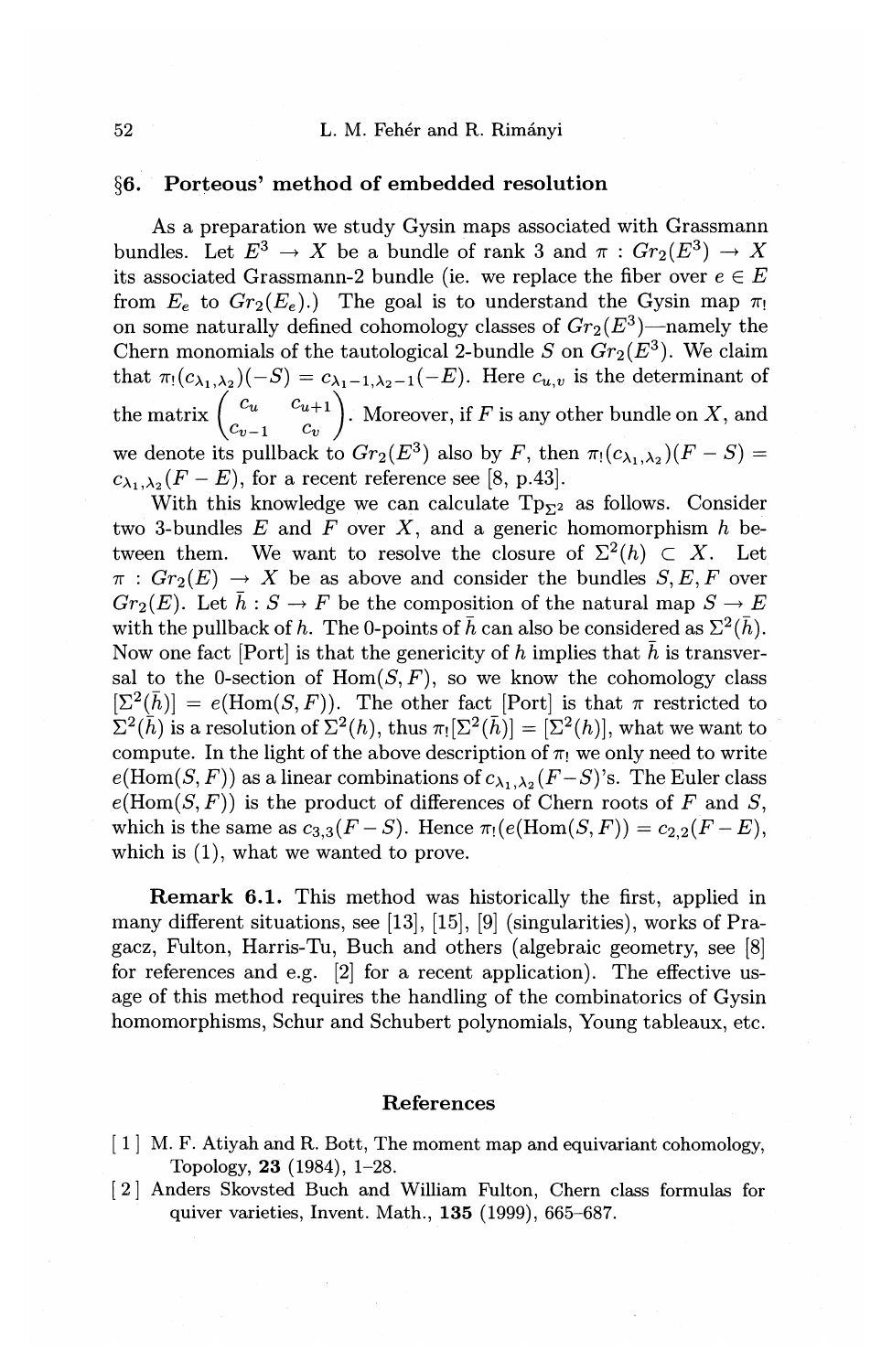## §6. Porteous' method of embedded resolution

As a preparation we study Gysin maps associated with Grassmann bundles. Let $E^3 \to X$ be a bundle of rank 3 and $\pi : Gr_2(E^3) \to X$ its associated Grassmann-2 bundle (ie. we replace the fiber over $e \in E$ from $E_e$ to $Gr_2(E_e)$.) The goal is to understand the Gysin map $\pi_!$ on some naturally defined cohomology classes of $Gr_2(E^3)$—namely the Chern monomials of the tautological 2-bundle $S$ on $Gr_2(E^3)$. We claim that $\pi_!(c_{\lambda_1,\lambda_2})(-S) = c_{\lambda_1-1,\lambda_2-1}(-E)$. Here $c_{u,v}$ is the determinant of the matrix $\begin{pmatrix} c_u & c_{u+1} \\ c_{v-1} & c_v \end{pmatrix}$. Moreover, if $F$ is any other bundle on $X$, and we denote its pullback to $Gr_2(E^3)$ also by $F$, then $\pi_!(c_{\lambda_1,\lambda_2})(F - S) = c_{\lambda_1,\lambda_2}(F - E)$, for a recent reference see [8, p.43].

With this knowledge we can calculate $\mathrm{Tp}_{\Sigma^2}$ as follows. Consider two 3-bundles $E$ and $F$ over $X$, and a generic homomorphism $h$ between them. We want to resolve the closure of $\Sigma^2(h) \subset X$. Let $\pi : Gr_2(E) \to X$ be as above and consider the bundles $S, E, F$ over $Gr_2(E)$. Let $\bar{h} : S \to F$ be the composition of the natural map $S \to E$ with the pullback of $h$. The 0-points of $\bar{h}$ can also be considered as $\Sigma^2(\bar{h})$. Now one fact [Port] is that the genericity of $h$ implies that $\bar{h}$ is transversal to the 0-section of $\mathrm{Hom}(S, F)$, so we know the cohomology class $[\Sigma^2(\bar{h})] = e(\mathrm{Hom}(S, F))$. The other fact [Port] is that $\pi$ restricted to $\Sigma^2(\bar{h})$ is a resolution of $\Sigma^2(h)$, thus $\pi_![\Sigma^2(\bar{h})] = [\Sigma^2(h)]$, what we want to compute. In the light of the above description of $\pi_!$ we only need to write $e(\mathrm{Hom}(S, F))$ as a linear combinations of $c_{\lambda_1,\lambda_2}(F - S)$'s. The Euler class $e(\mathrm{Hom}(S, F))$ is the product of differences of Chern roots of $F$ and $S$, which is the same as $c_{3,3}(F - S)$. Hence $\pi_!(e(\mathrm{Hom}(S, F)) = c_{2,2}(F - E)$, which is (1), what we wanted to prove.

**Remark 6.1.** This method was historically the first, applied in many different situations, see [13], [15], [9] (singularities), works of Pragacz, Fulton, Harris-Tu, Buch and others (algebraic geometry, see [8] for references and e.g. [2] for a recent application). The effective usage of this method requires the handling of the combinatorics of Gysin homomorphisms, Schur and Schubert polynomials, Young tableaux, etc.

## References

[1] M. F. Atiyah and R. Bott, The moment map and equivariant cohomology, Topology, **23** (1984), 1–28.

[2] Anders Skovsted Buch and William Fulton, Chern class formulas for quiver varieties, Invent. Math., **135** (1999), 665–687.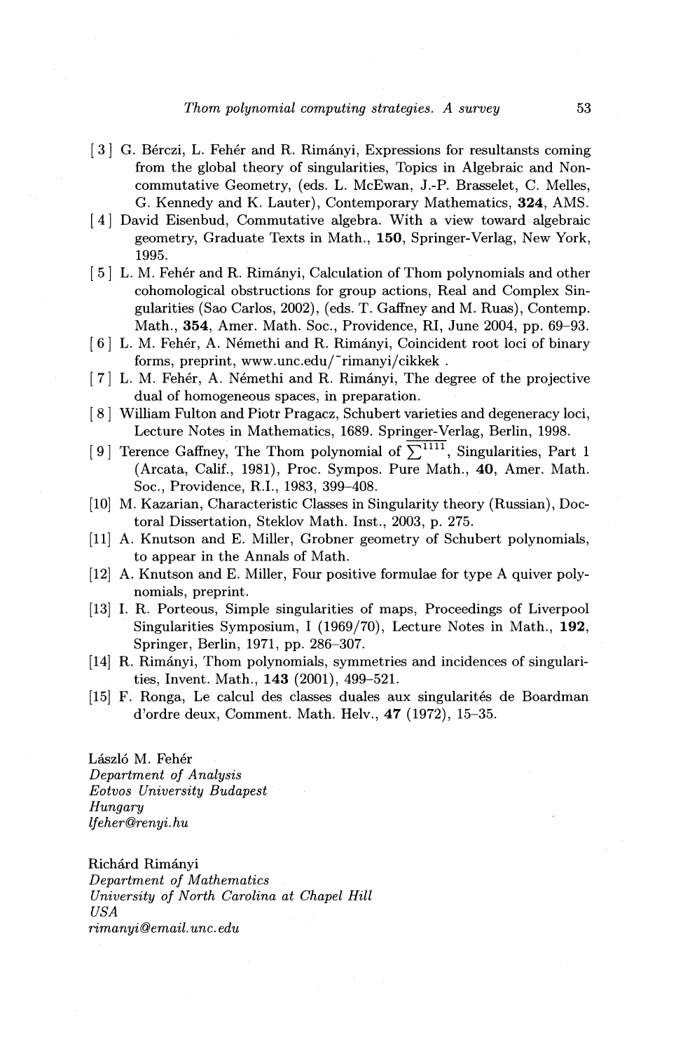[3] G. Bérczi, L. Fehér and R. Rimányi, Expressions for resultansts coming from the global theory of singularities, Topics in Algebraic and Non-commutative Geometry, (eds. L. McEwan, J.-P. Brasselet, C. Melles, G. Kennedy and K. Lauter), Contemporary Mathematics, **324**, AMS.

[4] David Eisenbud, Commutative algebra. With a view toward algebraic geometry, Graduate Texts in Math., **150**, Springer-Verlag, New York, 1995.

[5] L. M. Fehér and R. Rimányi, Calculation of Thom polynomials and other cohomological obstructions for group actions, Real and Complex Singularities (Sao Carlos, 2002), (eds. T. Gaffney and M. Ruas), Contemp. Math., **354**, Amer. Math. Soc., Providence, RI, June 2004, pp. 69–93.

[6] L. M. Fehér, A. Némethi and R. Rimányi, Coincident root loci of binary forms, preprint, www.unc.edu/~rimanyi/cikkek .

[7] L. M. Fehér, A. Némethi and R. Rimányi, The degree of the projective dual of homogeneous spaces, in preparation.

[8] William Fulton and Piotr Pragacz, Schubert varieties and degeneracy loci, Lecture Notes in Mathematics, 1689. Springer-Verlag, Berlin, 1998.

[9] Terence Gaffney, The Thom polynomial of $\overline{\sum^{1111}}$, Singularities, Part 1 (Arcata, Calif., 1981), Proc. Sympos. Pure Math., **40**, Amer. Math. Soc., Providence, R.I., 1983, 399–408.

[10] M. Kazarian, Characteristic Classes in Singularity theory (Russian), Doctoral Dissertation, Steklov Math. Inst., 2003, p. 275.

[11] A. Knutson and E. Miller, Grobner geometry of Schubert polynomials, to appear in the Annals of Math.

[12] A. Knutson and E. Miller, Four positive formulae for type A quiver polynomials, preprint.

[13] I. R. Porteous, Simple singularities of maps, Proceedings of Liverpool Singularities Symposium, I (1969/70), Lecture Notes in Math., **192**, Springer, Berlin, 1971, pp. 286–307.

[14] R. Rimányi, Thom polynomials, symmetries and incidences of singularities, Invent. Math., **143** (2001), 499–521.

[15] F. Ronga, Le calcul des classes duales aux singularités de Boardman d'ordre deux, Comment. Math. Helv., **47** (1972), 15–35.

László M. Fehér
*Department of Analysis*
*Eotvos University Budapest*
*Hungary*
*lfeher@renyi.hu*

Richárd Rimányi
*Department of Mathematics*
*University of North Carolina at Chapel Hill*
*USA*
*rimanyi@email.unc.edu*